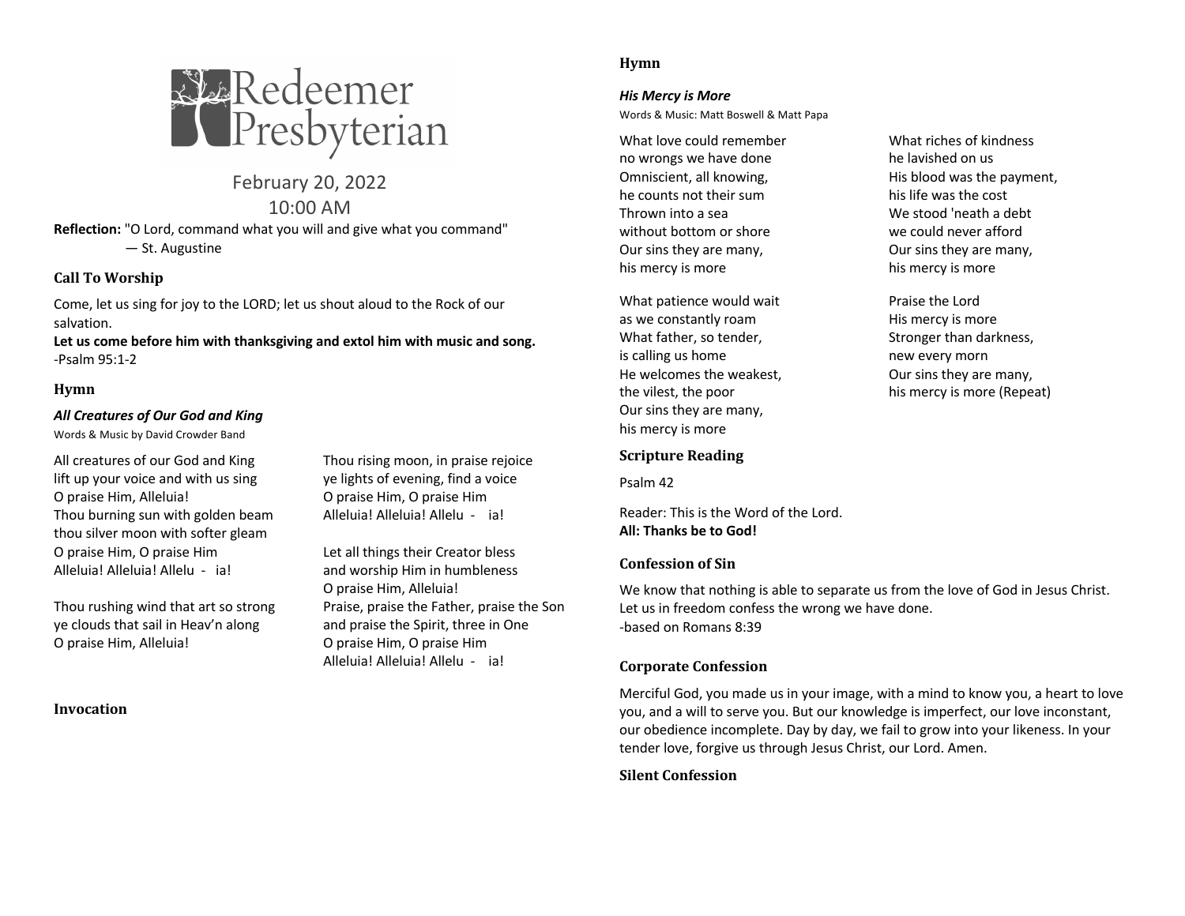# Redeemer Presbyterian

February 20, 2022
10:00 AM

**Reflection:** "O Lord, command what you will and give what you command"
— St. Augustine

## Call To Worship

Come, let us sing for joy to the LORD; let us shout aloud to the Rock of our salvation.
**Let us come before him with thanksgiving and extol him with music and song.**
-Psalm 95:1-2

## Hymn

***All Creatures of Our God and King***
Words & Music by David Crowder Band

All creatures of our God and King
lift up your voice and with us sing
O praise Him, Alleluia!
Thou burning sun with golden beam
thou silver moon with softer gleam
O praise Him, O praise Him
Alleluia! Alleluia! Allelu - ia!

Thou rushing wind that art so strong
ye clouds that sail in Heav'n along
O praise Him, Alleluia!
Thou rising moon, in praise rejoice
ye lights of evening, find a voice
O praise Him, O praise Him
Alleluia! Alleluia! Allelu - ia!

Let all things their Creator bless
and worship Him in humbleness
O praise Him, Alleluia!
Praise, praise the Father, praise the Son
and praise the Spirit, three in One
O praise Him, O praise Him
Alleluia! Alleluia! Allelu - ia!

## Invocation

## Hymn

***His Mercy is More***
Words & Music: Matt Boswell & Matt Papa

What love could remember
no wrongs we have done
Omniscient, all knowing,
he counts not their sum
Thrown into a sea
without bottom or shore
Our sins they are many,
his mercy is more

What patience would wait
as we constantly roam
What father, so tender,
is calling us home
He welcomes the weakest,
the vilest, the poor
Our sins they are many,
his mercy is more

What riches of kindness
he lavished on us
His blood was the payment,
his life was the cost
We stood 'neath a debt
we could never afford
Our sins they are many,
his mercy is more

Praise the Lord
His mercy is more
Stronger than darkness,
new every morn
Our sins they are many,
his mercy is more (Repeat)

## Scripture Reading

Psalm 42

Reader: This is the Word of the Lord.
**All: Thanks be to God!**

## Confession of Sin

We know that nothing is able to separate us from the love of God in Jesus Christ. Let us in freedom confess the wrong we have done.
-based on Romans 8:39

## Corporate Confession

Merciful God, you made us in your image, with a mind to know you, a heart to love you, and a will to serve you. But our knowledge is imperfect, our love inconstant, our obedience incomplete. Day by day, we fail to grow into your likeness. In your tender love, forgive us through Jesus Christ, our Lord. Amen.

## Silent Confession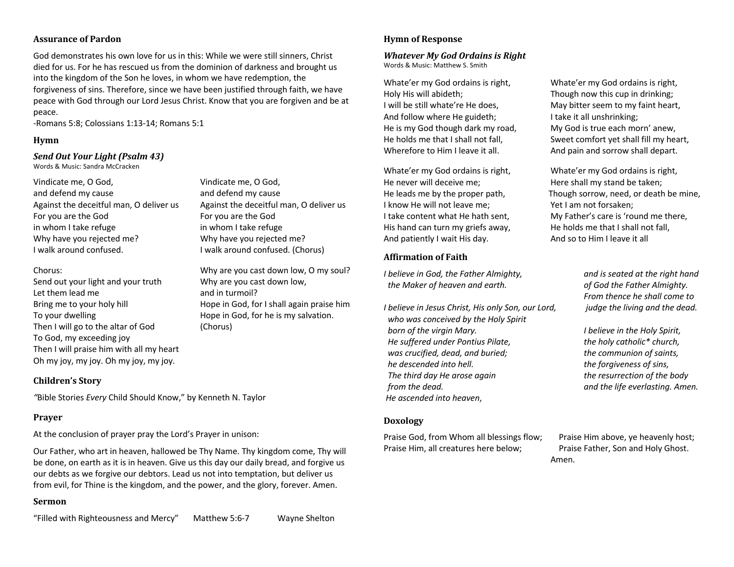### Assurance of Pardon

God demonstrates his own love for us in this: While we were still sinners, Christ died for us. For he has rescued us from the dominion of darkness and brought us into the kingdom of the Son he loves, in whom we have redemption, the forgiveness of sins. Therefore, since we have been justified through faith, we have peace with God through our Lord Jesus Christ. Know that you are forgiven and be at peace.

-Romans 5:8; Colossians 1:13-14; Romans 5:1

### Hymn

***Send Out Your Light (Psalm 43)***
Words & Music: Sandra McCracken

Vindicate me, O God,
and defend my cause
Against the deceitful man, O deliver us
For you are the God
in whom I take refuge
Why have you rejected me?
I walk around confused.

Chorus:
Send out your light and your truth
Let them lead me
Bring me to your holy hill
To your dwelling
Then I will go to the altar of God
To God, my exceeding joy
Then I will praise him with all my heart
Oh my joy, my joy. Oh my joy, my joy.

Vindicate me, O God,
and defend my cause
Against the deceitful man, O deliver us
For you are the God
in whom I take refuge
Why have you rejected me?
I walk around confused. (Chorus)

Why are you cast down low, O my soul?
Why are you cast down low,
and in turmoil?
Hope in God, for I shall again praise him
Hope in God, for he is my salvation.
(Chorus)

### Children's Story

*"*Bible Stories *Every* Child Should Know," by Kenneth N. Taylor

### Prayer

At the conclusion of prayer pray the Lord's Prayer in unison:

Our Father, who art in heaven, hallowed be Thy Name. Thy kingdom come, Thy will be done, on earth as it is in heaven. Give us this day our daily bread, and forgive us our debts as we forgive our debtors. Lead us not into temptation, but deliver us from evil, for Thine is the kingdom, and the power, and the glory, forever. Amen.

### Sermon

"Filled with Righteousness and Mercy" Matthew 5:6-7 Wayne Shelton

### Hymn of Response

***Whatever My God Ordains is Right***
Words & Music: Matthew S. Smith

Whate'er my God ordains is right,
Holy His will abideth;
I will be still whate're He does,
And follow where He guideth;
He is my God though dark my road,
He holds me that I shall not fall,
Wherefore to Him I leave it all.

Whate'er my God ordains is right,
He never will deceive me;
He leads me by the proper path,
I know He will not leave me;
I take content what He hath sent,
His hand can turn my griefs away,
And patiently I wait His day.

Whate'er my God ordains is right,
Though now this cup in drinking;
May bitter seem to my faint heart,
I take it all unshrinking;
My God is true each morn' anew,
Sweet comfort yet shall fill my heart,
And pain and sorrow shall depart.

Whate'er my God ordains is right,
Here shall my stand be taken;
Though sorrow, need, or death be mine,
Yet I am not forsaken;
My Father's care is 'round me there,
He holds me that I shall not fall,
And so to Him I leave it all

### Affirmation of Faith

*I believe in God, the Father Almighty,*
*the Maker of heaven and earth.*

*I believe in Jesus Christ, His only Son, our Lord,*
*who was conceived by the Holy Spirit*
*born of the virgin Mary.*
*He suffered under Pontius Pilate,*
*was crucified, dead, and buried;*
*he descended into hell.*
*The third day He arose again*
*from the dead.*
*He ascended into heaven,*
*and is seated at the right hand*
*of God the Father Almighty.*
*From thence he shall come to*
*judge the living and the dead.*

*I believe in the Holy Spirit,*
*the holy catholic\* church,*
*the communion of saints,*
*the forgiveness of sins,*
*the resurrection of the body*
*and the life everlasting. Amen.*

### Doxology

Praise God, from Whom all blessings flow;
Praise Him, all creatures here below;
Praise Him above, ye heavenly host;
Praise Father, Son and Holy Ghost.
Amen.